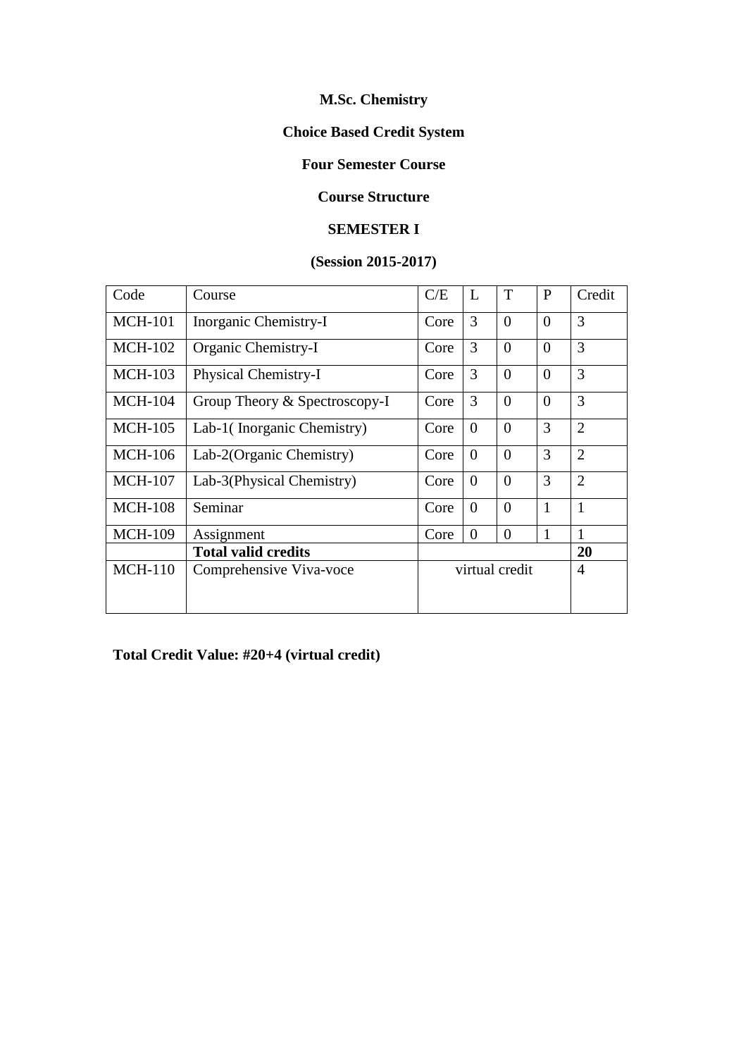**M.Sc. Chemistry**

**Choice Based Credit System**

**Four Semester Course**

**Course Structure**

**SEMESTER I**

**(Session 2015-2017)**

| Code | Course | C/E | L | T | P | Credit |
|---|---|---|---|---|---|---|
| MCH-101 | Inorganic Chemistry-I | Core | 3 | 0 | 0 | 3 |
| MCH-102 | Organic Chemistry-I | Core | 3 | 0 | 0 | 3 |
| MCH-103 | Physical Chemistry-I | Core | 3 | 0 | 0 | 3 |
| MCH-104 | Group Theory & Spectroscopy-I | Core | 3 | 0 | 0 | 3 |
| MCH-105 | Lab-1( Inorganic Chemistry) | Core | 0 | 0 | 3 | 2 |
| MCH-106 | Lab-2(Organic Chemistry) | Core | 0 | 0 | 3 | 2 |
| MCH-107 | Lab-3(Physical Chemistry) | Core | 0 | 0 | 3 | 2 |
| MCH-108 | Seminar | Core | 0 | 0 | 1 | 1 |
| MCH-109 | Assignment | Core | 0 | 0 | 1 | 1 |
| | **Total valid credits** | | | | | **20** |
| MCH-110 | Comprehensive Viva-voce | virtual credit | | | | 4 |

**Total Credit Value: #20+4 (virtual credit)**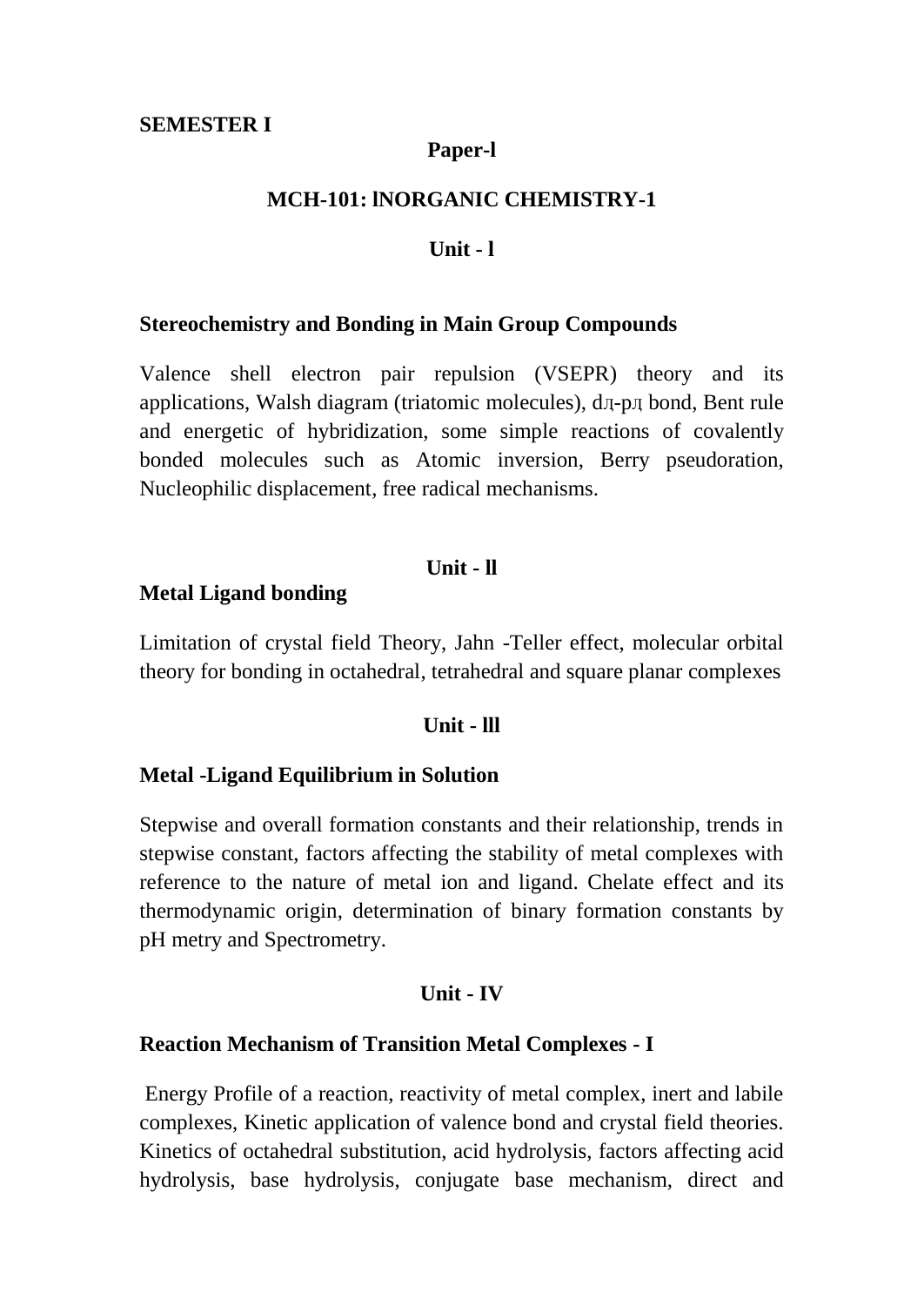**SEMESTER I**

**Paper-l**

**MCH-101: lNORGANIC CHEMISTRY-1**

**Unit - l**

**Stereochemistry and Bonding in Main Group Compounds**

Valence shell electron pair repulsion (VSEPR) theory and its applications, Walsh diagram (triatomic molecules), dл-pл bond, Bent rule and energetic of hybridization, some simple reactions of covalently bonded molecules such as Atomic inversion, Berry pseudoration, Nucleophilic displacement, free radical mechanisms.

**Unit - ll**

**Metal Ligand bonding**

Limitation of crystal field Theory, Jahn -Teller effect, molecular orbital theory for bonding in octahedral, tetrahedral and square planar complexes

**Unit - lll**

**Metal -Ligand Equilibrium in Solution**

Stepwise and overall formation constants and their relationship, trends in stepwise constant, factors affecting the stability of metal complexes with reference to the nature of metal ion and ligand. Chelate effect and its thermodynamic origin, determination of binary formation constants by pH metry and Spectrometry.

**Unit - IV**

**Reaction Mechanism of Transition Metal Complexes - I**

Energy Profile of a reaction, reactivity of metal complex, inert and labile complexes, Kinetic application of valence bond and crystal field theories. Kinetics of octahedral substitution, acid hydrolysis, factors affecting acid hydrolysis, base hydrolysis, conjugate base mechanism, direct and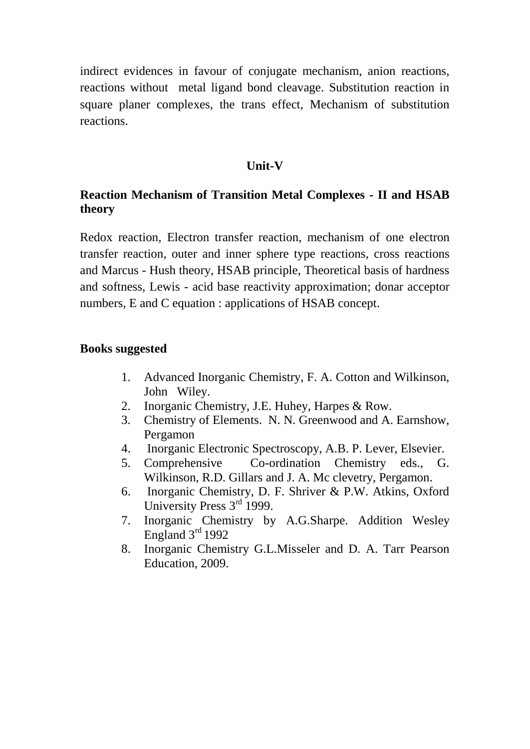indirect evidences in favour of conjugate mechanism, anion reactions, reactions without metal ligand bond cleavage. Substitution reaction in square planer complexes, the trans effect, Mechanism of substitution reactions.

## Unit-V

### Reaction Mechanism of Transition Metal Complexes - II and HSAB theory

Redox reaction, Electron transfer reaction, mechanism of one electron transfer reaction, outer and inner sphere type reactions, cross reactions and Marcus - Hush theory, HSAB principle, Theoretical basis of hardness and softness, Lewis - acid base reactivity approximation; donar acceptor numbers, E and C equation : applications of HSAB concept.

### Books suggested

1. Advanced Inorganic Chemistry, F. A. Cotton and Wilkinson, John Wiley.
2. Inorganic Chemistry, J.E. Huhey, Harpes & Row.
3. Chemistry of Elements. N. N. Greenwood and A. Earnshow, Pergamon
4. Inorganic Electronic Spectroscopy, A.B. P. Lever, Elsevier.
5. Comprehensive Co-ordination Chemistry eds., G. Wilkinson, R.D. Gillars and J. A. Mc clevetry, Pergamon.
6. Inorganic Chemistry, D. F. Shriver & P.W. Atkins, Oxford University Press 3rd 1999.
7. Inorganic Chemistry by A.G.Sharpe. Addition Wesley England 3rd 1992
8. Inorganic Chemistry G.L.Misseler and D. A. Tarr Pearson Education, 2009.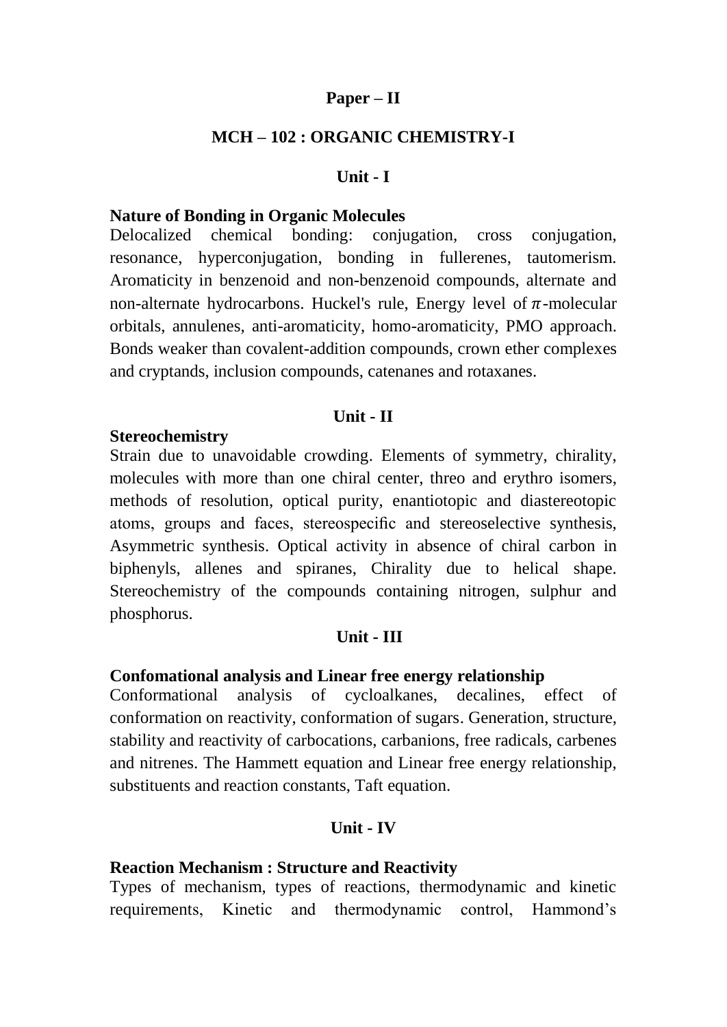**Paper – II**

## MCH – 102 : ORGANIC CHEMISTRY-I

### Unit - I

**Nature of Bonding in Organic Molecules**

Delocalized chemical bonding: conjugation, cross conjugation, resonance, hyperconjugation, bonding in fullerenes, tautomerism. Aromaticity in benzenoid and non-benzenoid compounds, alternate and non-alternate hydrocarbons. Huckel's rule, Energy level of $\pi$-molecular orbitals, annulenes, anti-aromaticity, homo-aromaticity, PMO approach. Bonds weaker than covalent-addition compounds, crown ether complexes and cryptands, inclusion compounds, catenanes and rotaxanes.

### Unit - II

**Stereochemistry**

Strain due to unavoidable crowding. Elements of symmetry, chirality, molecules with more than one chiral center, threo and erythro isomers, methods of resolution, optical purity, enantiotopic and diastereotopic atoms, groups and faces, stereospecific and stereoselective synthesis, Asymmetric synthesis. Optical activity in absence of chiral carbon in biphenyls, allenes and spiranes, Chirality due to helical shape. Stereochemistry of the compounds containing nitrogen, sulphur and phosphorus.

### Unit - III

**Confomational analysis and Linear free energy relationship**

Conformational analysis of cycloalkanes, decalines, effect of conformation on reactivity, conformation of sugars. Generation, structure, stability and reactivity of carbocations, carbanions, free radicals, carbenes and nitrenes. The Hammett equation and Linear free energy relationship, substituents and reaction constants, Taft equation.

### Unit - IV

**Reaction Mechanism : Structure and Reactivity**

Types of mechanism, types of reactions, thermodynamic and kinetic requirements, Kinetic and thermodynamic control, Hammond's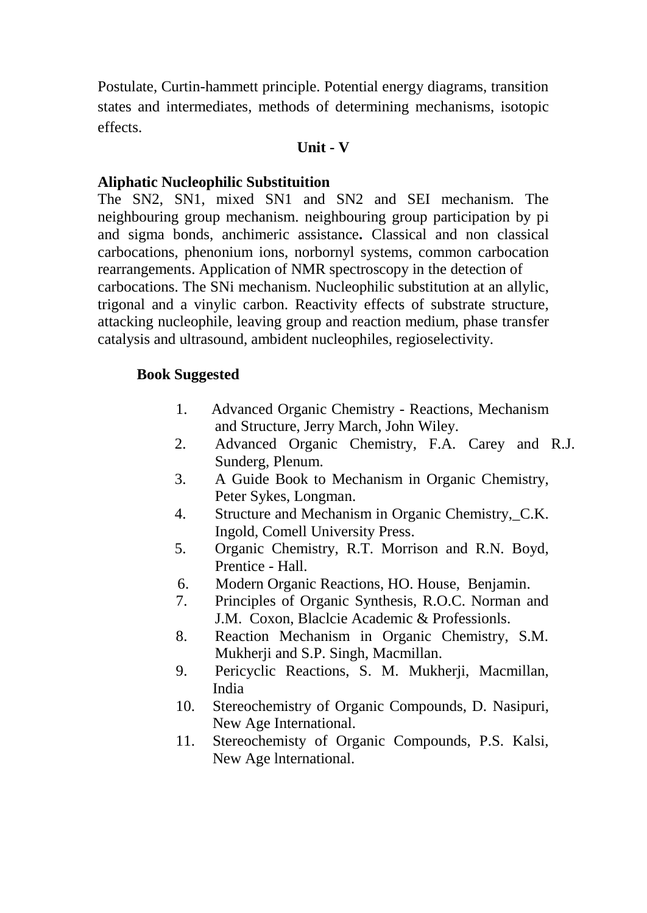Postulate, Curtin-hammett principle. Potential energy diagrams, transition states and intermediates, methods of determining mechanisms, isotopic effects.

### Unit - V

**Aliphatic Nucleophilic Substituition**

The SN2, SN1, mixed SN1 and SN2 and SEI mechanism. The neighbouring group mechanism. neighbouring group participation by pi and sigma bonds, anchimeric assistance**.** Classical and non classical carbocations, phenonium ions, norbornyl systems, common carbocation rearrangements. Application of NMR spectroscopy in the detection of carbocations. The SNi mechanism. Nucleophilic substitution at an allylic, trigonal and a vinylic carbon. Reactivity effects of substrate structure, attacking nucleophile, leaving group and reaction medium, phase transfer catalysis and ultrasound, ambident nucleophiles, regioselectivity.

**Book Suggested**

1. Advanced Organic Chemistry - Reactions, Mechanism and Structure, Jerry March, John Wiley.
2. Advanced Organic Chemistry, F.A. Carey and R.J. Sunderg, Plenum.
3. A Guide Book to Mechanism in Organic Chemistry, Peter Sykes, Longman.
4. Structure and Mechanism in Organic Chemistry,_C.K. Ingold, Comell University Press.
5. Organic Chemistry, R.T. Morrison and R.N. Boyd, Prentice - Hall.
6. Modern Organic Reactions, HO. House, Benjamin.
7. Principles of Organic Synthesis, R.O.C. Norman and J.M. Coxon, Blaclcie Academic & Professionls.
8. Reaction Mechanism in Organic Chemistry, S.M. Mukherji and S.P. Singh, Macmillan.
9. Pericyclic Reactions, S. M. Mukherji, Macmillan, India
10. Stereochemistry of Organic Compounds, D. Nasipuri, New Age International.
11. Stereochemisty of Organic Compounds, P.S. Kalsi, New Age lnternational.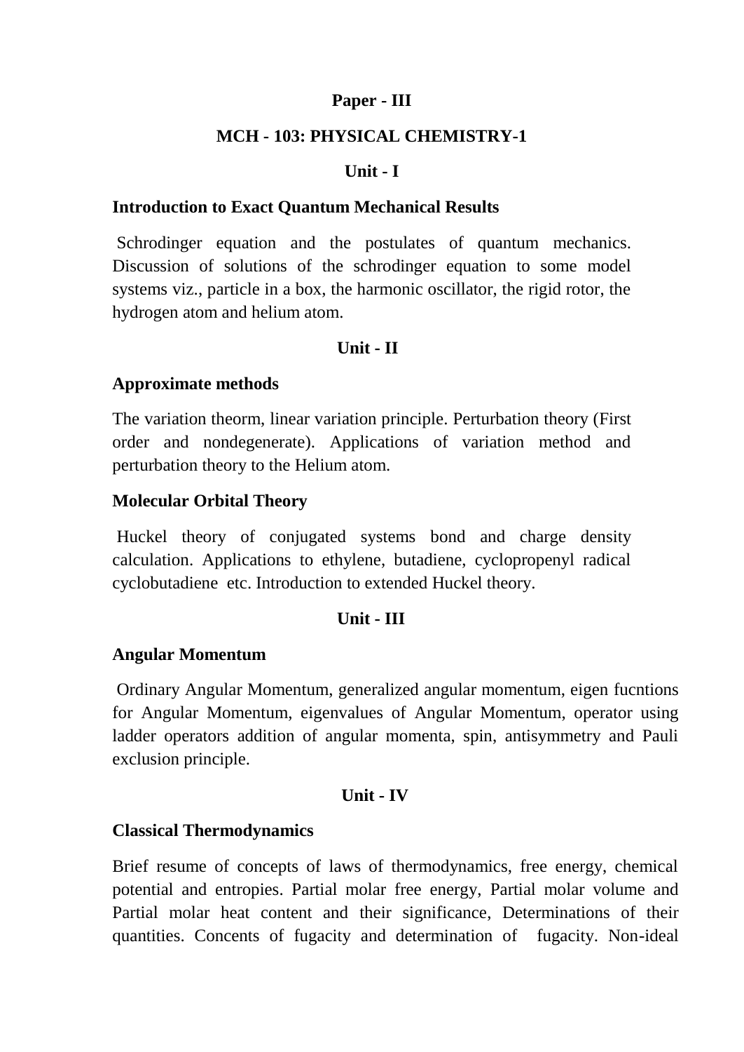**Paper - III**

**MCH - 103: PHYSICAL CHEMISTRY-1**

**Unit - I**

**Introduction to Exact Quantum Mechanical Results**

Schrodinger equation and the postulates of quantum mechanics. Discussion of solutions of the schrodinger equation to some model systems viz., particle in a box, the harmonic oscillator, the rigid rotor, the hydrogen atom and helium atom.

**Unit - II**

**Approximate methods**

The variation theorm, linear variation principle. Perturbation theory (First order and nondegenerate). Applications of variation method and perturbation theory to the Helium atom.

**Molecular Orbital Theory**

Huckel theory of conjugated systems bond and charge density calculation. Applications to ethylene, butadiene, cyclopropenyl radical cyclobutadiene etc. Introduction to extended Huckel theory.

**Unit - III**

**Angular Momentum**

Ordinary Angular Momentum, generalized angular momentum, eigen fucntions for Angular Momentum, eigenvalues of Angular Momentum, operator using ladder operators addition of angular momenta, spin, antisymmetry and Pauli exclusion principle.

**Unit - IV**

**Classical Thermodynamics**

Brief resume of concepts of laws of thermodynamics, free energy, chemical potential and entropies. Partial molar free energy, Partial molar volume and Partial molar heat content and their significance, Determinations of their quantities. Concents of fugacity and determination of fugacity. Non-ideal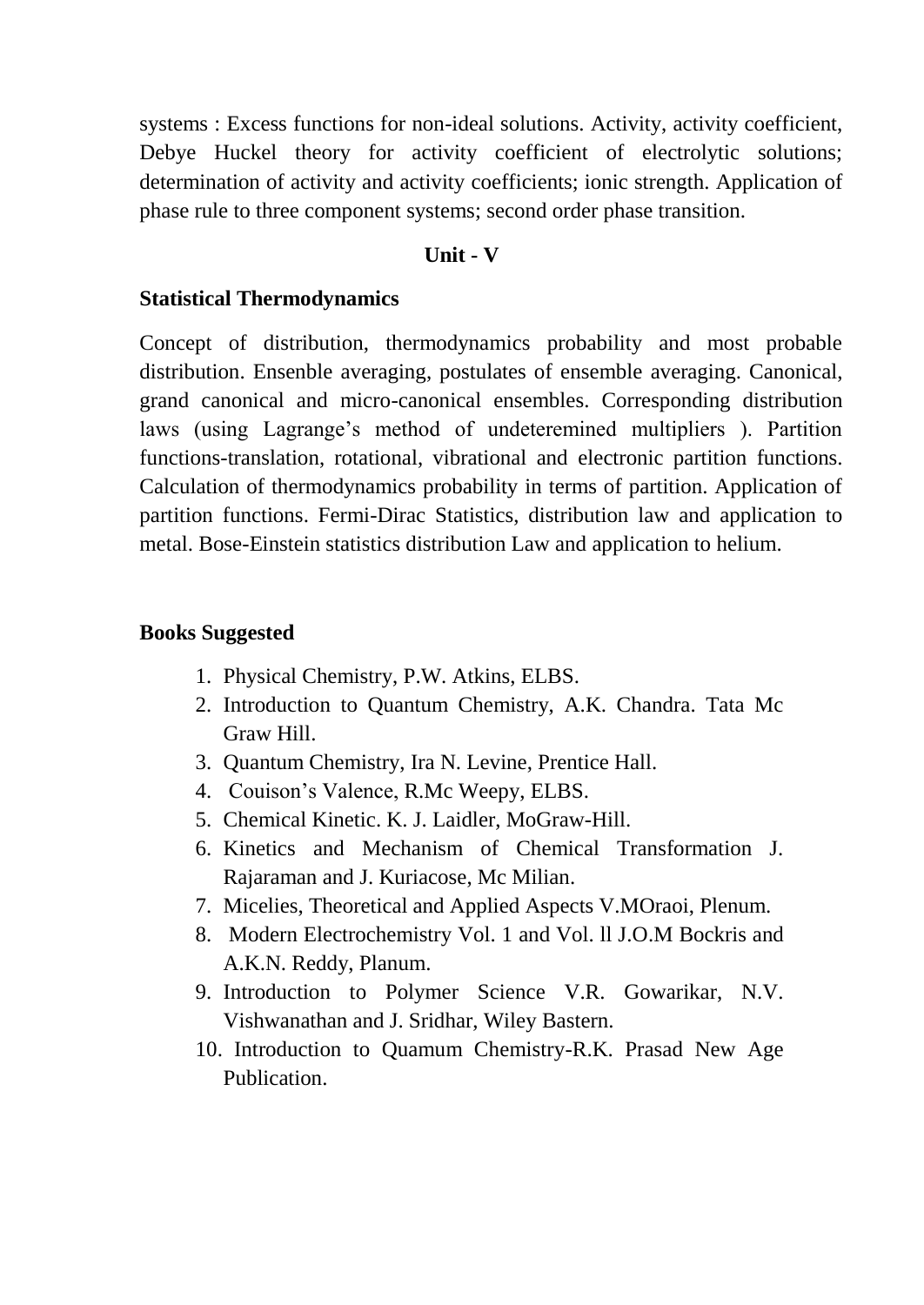systems : Excess functions for non-ideal solutions. Activity, activity coefficient, Debye Huckel theory for activity coefficient of electrolytic solutions; determination of activity and activity coefficients; ionic strength. Application of phase rule to three component systems; second order phase transition.

## Unit - V

### Statistical Thermodynamics

Concept of distribution, thermodynamics probability and most probable distribution. Ensenble averaging, postulates of ensemble averaging. Canonical, grand canonical and micro-canonical ensembles. Corresponding distribution laws (using Lagrange's method of undeteremined multipliers ). Partition functions-translation, rotational, vibrational and electronic partition functions. Calculation of thermodynamics probability in terms of partition. Application of partition functions. Fermi-Dirac Statistics, distribution law and application to metal. Bose-Einstein statistics distribution Law and application to helium.

### Books Suggested

1. Physical Chemistry, P.W. Atkins, ELBS.
2. Introduction to Quantum Chemistry, A.K. Chandra. Tata Mc Graw Hill.
3. Quantum Chemistry, Ira N. Levine, Prentice Hall.
4. Couison's Valence, R.Mc Weepy, ELBS.
5. Chemical Kinetic. K. J. Laidler, MoGraw-Hill.
6. Kinetics and Mechanism of Chemical Transformation J. Rajaraman and J. Kuriacose, Mc Milian.
7. Micelies, Theoretical and Applied Aspects V.MOraoi, Plenum.
8. Modern Electrochemistry Vol. 1 and Vol. ll J.O.M Bockris and A.K.N. Reddy, Planum.
9. Introduction to Polymer Science V.R. Gowarikar, N.V. Vishwanathan and J. Sridhar, Wiley Bastern.
10. Introduction to Quamum Chemistry-R.K. Prasad New Age Publication.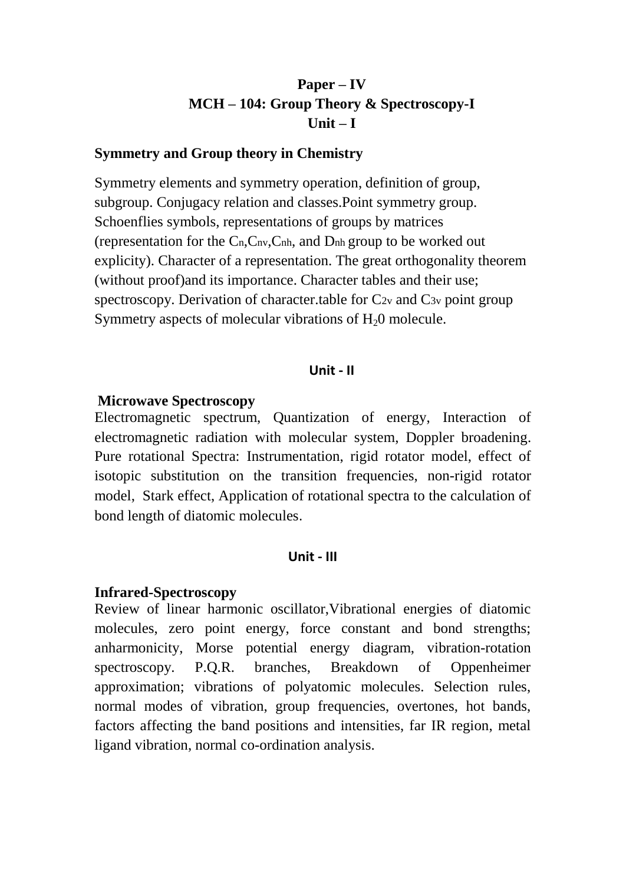**Paper – IV**

**MCH – 104: Group Theory & Spectroscopy-I**

**Unit – I**

**Symmetry and Group theory in Chemistry**

Symmetry elements and symmetry operation, definition of group, subgroup. Conjugacy relation and classes.Point symmetry group. Schoenflies symbols, representations of groups by matrices (representation for the $C_n$,$C_{nv}$,$C_{nh}$, and $D_{nh}$ group to be worked out explicity). Character of a representation. The great orthogonality theorem (without proof)and its importance. Character tables and their use; spectroscopy. Derivation of character.table for $C_{2v}$ and $C_{3v}$ point group Symmetry aspects of molecular vibrations of $H_2$0 molecule.

**Unit - II**

**Microwave Spectroscopy**

Electromagnetic spectrum, Quantization of energy, Interaction of electromagnetic radiation with molecular system, Doppler broadening. Pure rotational Spectra: Instrumentation, rigid rotator model, effect of isotopic substitution on the transition frequencies, non-rigid rotator model, Stark effect, Application of rotational spectra to the calculation of bond length of diatomic molecules.

**Unit - III**

**Infrared-Spectroscopy**

Review of linear harmonic oscillator,Vibrational energies of diatomic molecules, zero point energy, force constant and bond strengths; anharmonicity, Morse potential energy diagram, vibration-rotation spectroscopy. P.Q.R. branches, Breakdown of Oppenheimer approximation; vibrations of polyatomic molecules. Selection rules, normal modes of vibration, group frequencies, overtones, hot bands, factors affecting the band positions and intensities, far IR region, metal ligand vibration, normal co-ordination analysis.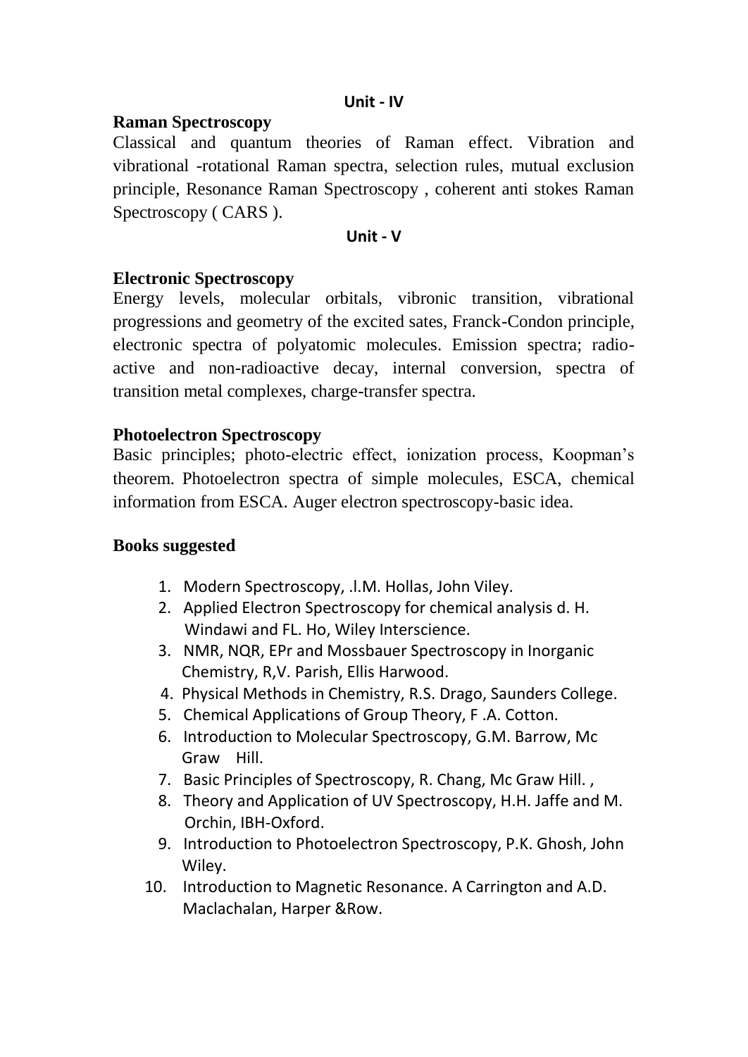### Unit - IV

**Raman Spectroscopy**

Classical and quantum theories of Raman effect. Vibration and vibrational -rotational Raman spectra, selection rules, mutual exclusion principle, Resonance Raman Spectroscopy , coherent anti stokes Raman Spectroscopy ( CARS ).

### Unit - V

**Electronic Spectroscopy**

Energy levels, molecular orbitals, vibronic transition, vibrational progressions and geometry of the excited sates, Franck-Condon principle, electronic spectra of polyatomic molecules. Emission spectra; radio-active and non-radioactive decay, internal conversion, spectra of transition metal complexes, charge-transfer spectra.

**Photoelectron Spectroscopy**

Basic principles; photo-electric effect, ionization process, Koopman's theorem. Photoelectron spectra of simple molecules, ESCA, chemical information from ESCA. Auger electron spectroscopy-basic idea.

**Books suggested**

1. Modern Spectroscopy, .l.M. Hollas, John Viley.
2. Applied Electron Spectroscopy for chemical analysis d. H. Windawi and FL. Ho, Wiley Interscience.
3. NMR, NQR, EPr and Mossbauer Spectroscopy in Inorganic Chemistry, R,V. Parish, Ellis Harwood.
4. Physical Methods in Chemistry, R.S. Drago, Saunders College.
5. Chemical Applications of Group Theory, F .A. Cotton.
6. Introduction to Molecular Spectroscopy, G.M. Barrow, Mc Graw Hill.
7. Basic Principles of Spectroscopy, R. Chang, Mc Graw Hill. ,
8. Theory and Application of UV Spectroscopy, H.H. Jaffe and M. Orchin, IBH-Oxford.
9. Introduction to Photoelectron Spectroscopy, P.K. Ghosh, John Wiley.
10. Introduction to Magnetic Resonance. A Carrington and A.D. Maclachalan, Harper &Row.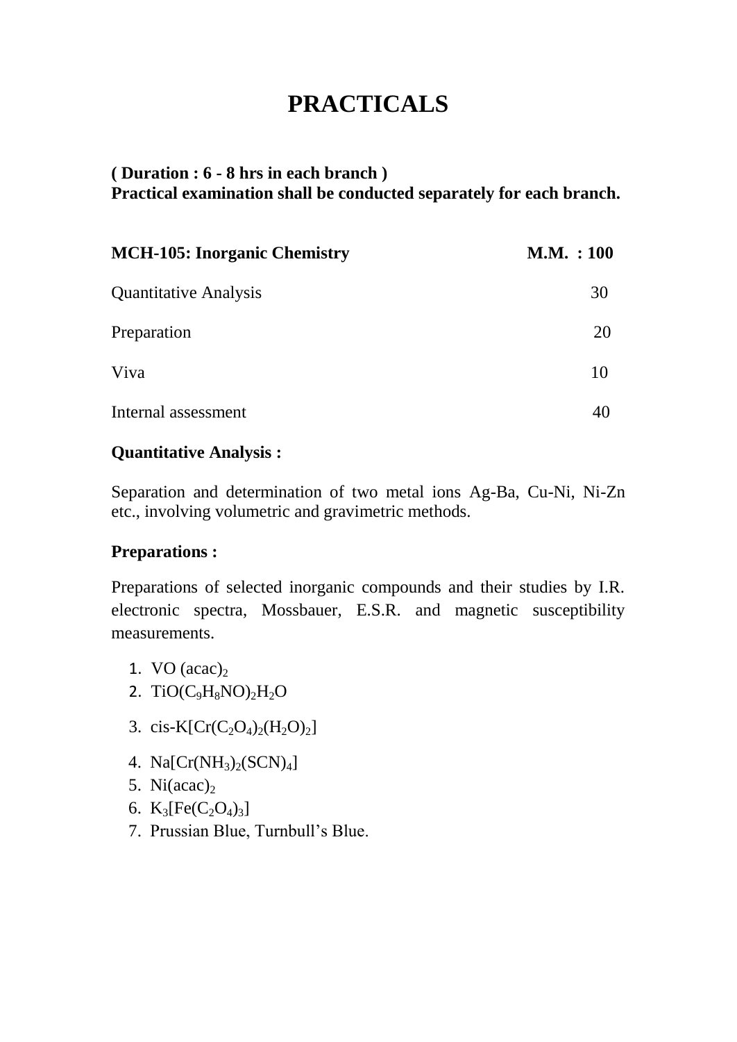# PRACTICALS

**( Duration : 6 - 8 hrs in each branch )**
**Practical examination shall be conducted separately for each branch.**

| **MCH-105: Inorganic Chemistry** | **M.M. : 100** |
|---|---|
| Quantitative Analysis | 30 |
| Preparation | 20 |
| Viva | 10 |
| Internal assessment | 40 |

**Quantitative Analysis :**

Separation and determination of two metal ions Ag-Ba, Cu-Ni, Ni-Zn etc., involving volumetric and gravimetric methods.

**Preparations :**

Preparations of selected inorganic compounds and their studies by I.R. electronic spectra, Mossbauer, E.S.R. and magnetic susceptibility measurements.

1. $VO\,(acac)_2$
2. $TiO(C_9H_8NO)_2H_2O$
3. cis-$K[Cr(C_2O_4)_2(H_2O)_2]$
4. $Na[Cr(NH_3)_2(SCN)_4]$
5. $Ni(acac)_2$
6. $K_3[Fe(C_2O_4)_3]$
7. Prussian Blue, Turnbull's Blue.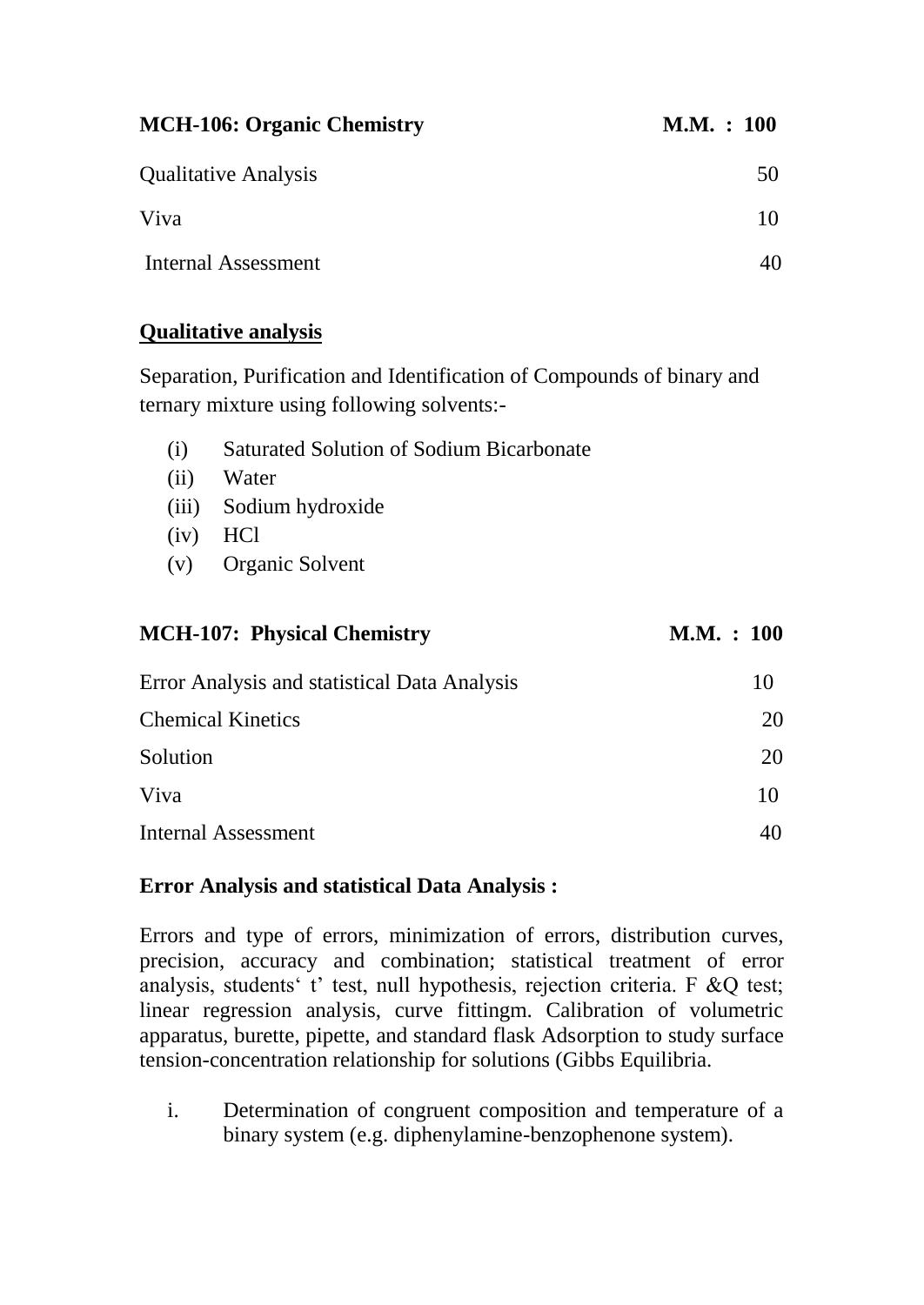| **MCH-106: Organic Chemistry** | **M.M. : 100** |
|---|---|
| Qualitative Analysis | 50 |
| Viva | 10 |
| Internal Assessment | 40 |

**<u>Qualitative analysis</u>**

Separation, Purification and Identification of Compounds of binary and ternary mixture using following solvents:-

(i) Saturated Solution of Sodium Bicarbonate
(ii) Water
(iii) Sodium hydroxide
(iv) HCl
(v) Organic Solvent

| **MCH-107: Physical Chemistry** | **M.M. : 100** |
|---|---|
| Error Analysis and statistical Data Analysis | 10 |
| Chemical Kinetics | 20 |
| Solution | 20 |
| Viva | 10 |
| Internal Assessment | 40 |

**Error Analysis and statistical Data Analysis :**

Errors and type of errors, minimization of errors, distribution curves, precision, accuracy and combination; statistical treatment of error analysis, students' t' test, null hypothesis, rejection criteria. F &Q test; linear regression analysis, curve fittingm. Calibration of volumetric apparatus, burette, pipette, and standard flask Adsorption to study surface tension-concentration relationship for solutions (Gibbs Equilibria.

i. Determination of congruent composition and temperature of a binary system (e.g. diphenylamine-benzophenone system).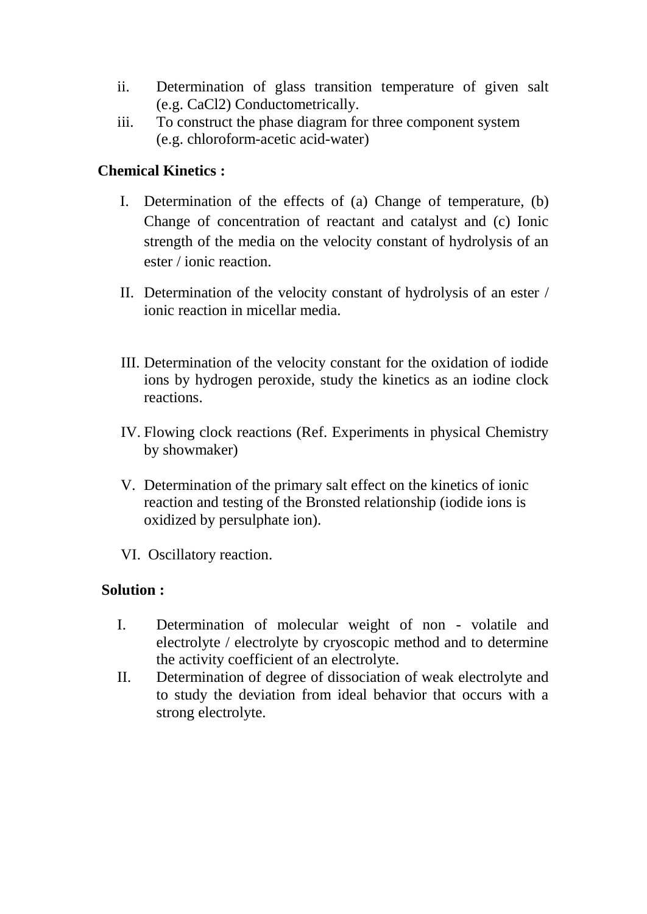ii. Determination of glass transition temperature of given salt (e.g. $CaCl_2$) Conductometrically.

iii. To construct the phase diagram for three component system (e.g. chloroform-acetic acid-water)

**Chemical Kinetics :**

I. Determination of the effects of (a) Change of temperature, (b) Change of concentration of reactant and catalyst and (c) Ionic strength of the media on the velocity constant of hydrolysis of an ester / ionic reaction.

II. Determination of the velocity constant of hydrolysis of an ester / ionic reaction in micellar media.

III. Determination of the velocity constant for the oxidation of iodide ions by hydrogen peroxide, study the kinetics as an iodine clock reactions.

IV. Flowing clock reactions (Ref. Experiments in physical Chemistry by showmaker)

V. Determination of the primary salt effect on the kinetics of ionic reaction and testing of the Bronsted relationship (iodide ions is oxidized by persulphate ion).

VI. Oscillatory reaction.

**Solution :**

I. Determination of molecular weight of non - volatile and electrolyte / electrolyte by cryoscopic method and to determine the activity coefficient of an electrolyte.

II. Determination of degree of dissociation of weak electrolyte and to study the deviation from ideal behavior that occurs with a strong electrolyte.